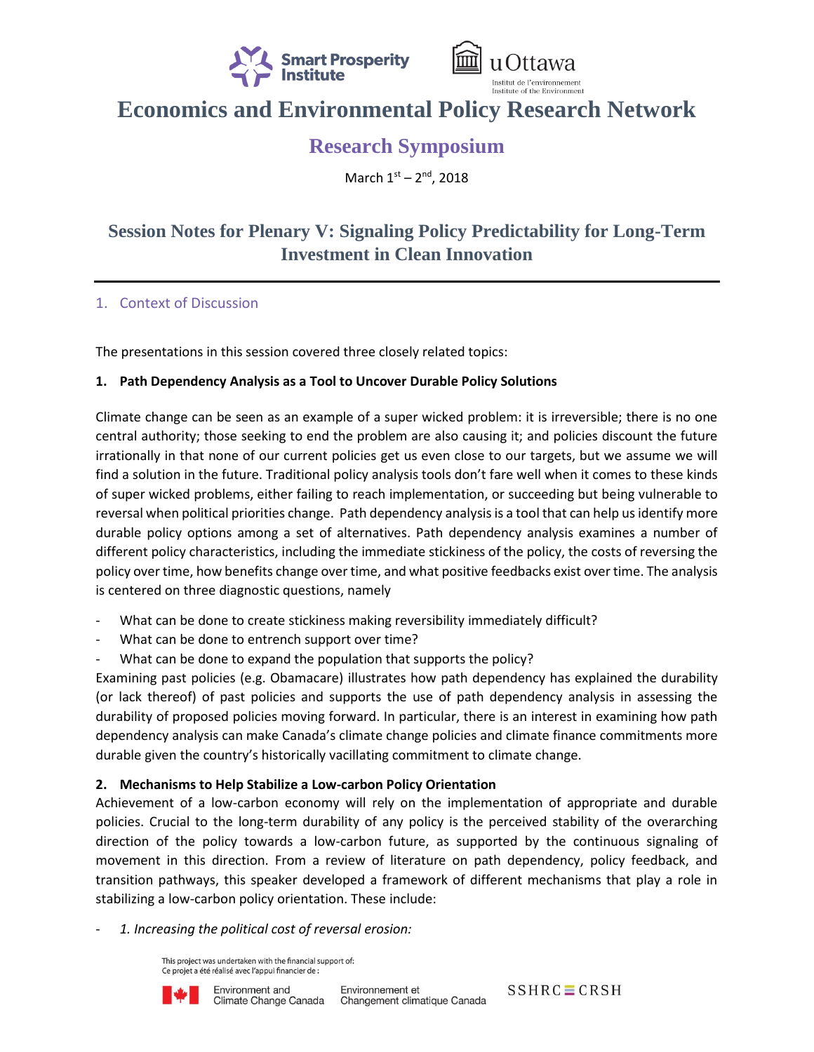# Economics and Environmental Policy Research Network

## Research Symposium

March 1st – 2nd, 2018

## Session Notes for Plenary V: Signaling Policy Predictability for Long-Term Investment in Clean Innovation

### 1. Context of Discussion

The presentations in this session covered three closely related topics:

**1. Path Dependency Analysis as a Tool to Uncover Durable Policy Solutions**

Climate change can be seen as an example of a super wicked problem: it is irreversible; there is no one central authority; those seeking to end the problem are also causing it; and policies discount the future irrationally in that none of our current policies get us even close to our targets, but we assume we will find a solution in the future. Traditional policy analysis tools don't fare well when it comes to these kinds of super wicked problems, either failing to reach implementation, or succeeding but being vulnerable to reversal when political priorities change. Path dependency analysis is a tool that can help us identify more durable policy options among a set of alternatives. Path dependency analysis examines a number of different policy characteristics, including the immediate stickiness of the policy, the costs of reversing the policy over time, how benefits change over time, and what positive feedbacks exist over time. The analysis is centered on three diagnostic questions, namely

- What can be done to create stickiness making reversibility immediately difficult?
- What can be done to entrench support over time?
- What can be done to expand the population that supports the policy?

Examining past policies (e.g. Obamacare) illustrates how path dependency has explained the durability (or lack thereof) of past policies and supports the use of path dependency analysis in assessing the durability of proposed policies moving forward. In particular, there is an interest in examining how path dependency analysis can make Canada's climate change policies and climate finance commitments more durable given the country's historically vacillating commitment to climate change.

**2. Mechanisms to Help Stabilize a Low-carbon Policy Orientation**

Achievement of a low-carbon economy will rely on the implementation of appropriate and durable policies. Crucial to the long-term durability of any policy is the perceived stability of the overarching direction of the policy towards a low-carbon future, as supported by the continuous signaling of movement in this direction. From a review of literature on path dependency, policy feedback, and transition pathways, this speaker developed a framework of different mechanisms that play a role in stabilizing a low-carbon policy orientation. These include:

- *1. Increasing the political cost of reversal erosion:*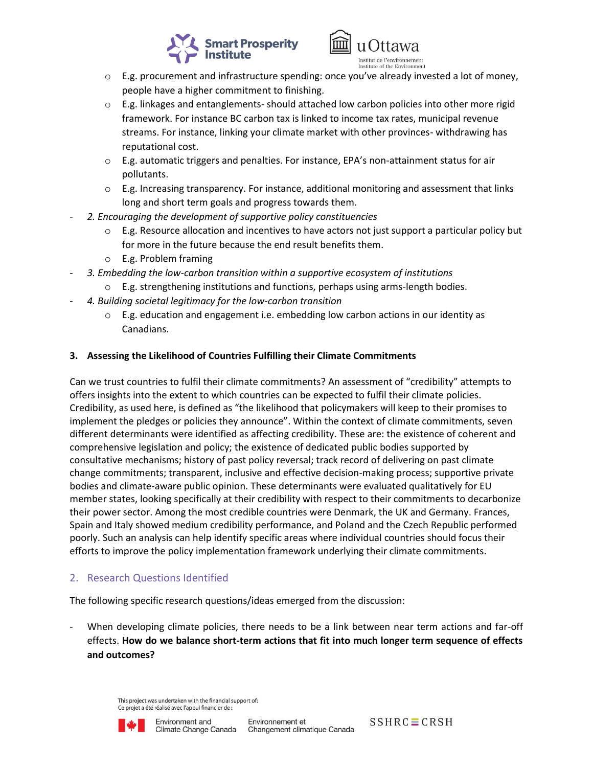- E.g. procurement and infrastructure spending: once you've already invested a lot of money, people have a higher commitment to finishing.
  - E.g. linkages and entanglements- should attached low carbon policies into other more rigid framework. For instance BC carbon tax is linked to income tax rates, municipal revenue streams. For instance, linking your climate market with other provinces- withdrawing has reputational cost.
  - E.g. automatic triggers and penalties. For instance, EPA's non-attainment status for air pollutants.
  - E.g. Increasing transparency. For instance, additional monitoring and assessment that links long and short term goals and progress towards them.
- *2. Encouraging the development of supportive policy constituencies*
  - E.g. Resource allocation and incentives to have actors not just support a particular policy but for more in the future because the end result benefits them.
  - E.g. Problem framing
- *3. Embedding the low-carbon transition within a supportive ecosystem of institutions*
  - E.g. strengthening institutions and functions, perhaps using arms-length bodies.
- *4. Building societal legitimacy for the low-carbon transition*
  - E.g. education and engagement i.e. embedding low carbon actions in our identity as Canadians.

**3. Assessing the Likelihood of Countries Fulfilling their Climate Commitments**

Can we trust countries to fulfil their climate commitments? An assessment of "credibility" attempts to offers insights into the extent to which countries can be expected to fulfil their climate policies. Credibility, as used here, is defined as "the likelihood that policymakers will keep to their promises to implement the pledges or policies they announce". Within the context of climate commitments, seven different determinants were identified as affecting credibility. These are: the existence of coherent and comprehensive legislation and policy; the existence of dedicated public bodies supported by consultative mechanisms; history of past policy reversal; track record of delivering on past climate change commitments; transparent, inclusive and effective decision-making process; supportive private bodies and climate-aware public opinion. These determinants were evaluated qualitatively for EU member states, looking specifically at their credibility with respect to their commitments to decarbonize their power sector. Among the most credible countries were Denmark, the UK and Germany. Frances, Spain and Italy showed medium credibility performance, and Poland and the Czech Republic performed poorly. Such an analysis can help identify specific areas where individual countries should focus their efforts to improve the policy implementation framework underlying their climate commitments.

## 2. Research Questions Identified

The following specific research questions/ideas emerged from the discussion:

- When developing climate policies, there needs to be a link between near term actions and far-off effects. **How do we balance short-term actions that fit into much longer term sequence of effects and outcomes?**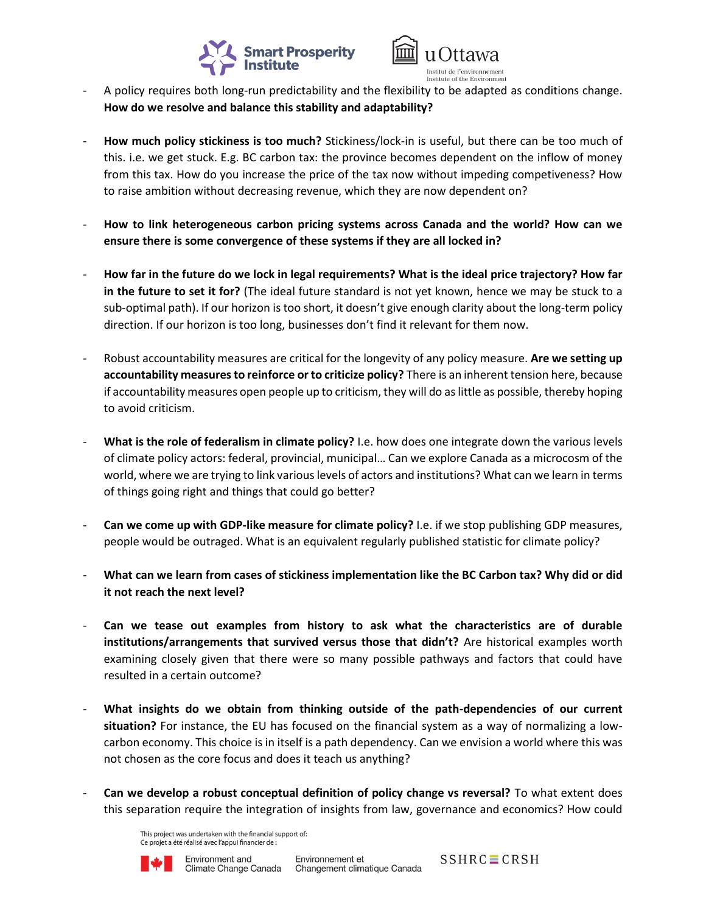- A policy requires both long-run predictability and the flexibility to be adapted as conditions change. **How do we resolve and balance this stability and adaptability?**

- **How much policy stickiness is too much?** Stickiness/lock-in is useful, but there can be too much of this. i.e. we get stuck. E.g. BC carbon tax: the province becomes dependent on the inflow of money from this tax. How do you increase the price of the tax now without impeding competiveness? How to raise ambition without decreasing revenue, which they are now dependent on?

- **How to link heterogeneous carbon pricing systems across Canada and the world? How can we ensure there is some convergence of these systems if they are all locked in?**

- **How far in the future do we lock in legal requirements? What is the ideal price trajectory? How far in the future to set it for?** (The ideal future standard is not yet known, hence we may be stuck to a sub-optimal path). If our horizon is too short, it doesn't give enough clarity about the long-term policy direction. If our horizon is too long, businesses don't find it relevant for them now.

- Robust accountability measures are critical for the longevity of any policy measure. **Are we setting up accountability measures to reinforce or to criticize policy?** There is an inherent tension here, because if accountability measures open people up to criticism, they will do as little as possible, thereby hoping to avoid criticism.

- **What is the role of federalism in climate policy?** I.e. how does one integrate down the various levels of climate policy actors: federal, provincial, municipal… Can we explore Canada as a microcosm of the world, where we are trying to link various levels of actors and institutions? What can we learn in terms of things going right and things that could go better?

- **Can we come up with GDP-like measure for climate policy?** I.e. if we stop publishing GDP measures, people would be outraged. What is an equivalent regularly published statistic for climate policy?

- **What can we learn from cases of stickiness implementation like the BC Carbon tax? Why did or did it not reach the next level?**

- **Can we tease out examples from history to ask what the characteristics are of durable institutions/arrangements that survived versus those that didn't?** Are historical examples worth examining closely given that there were so many possible pathways and factors that could have resulted in a certain outcome?

- **What insights do we obtain from thinking outside of the path-dependencies of our current situation?** For instance, the EU has focused on the financial system as a way of normalizing a low-carbon economy. This choice is in itself is a path dependency. Can we envision a world where this was not chosen as the core focus and does it teach us anything?

- **Can we develop a robust conceptual definition of policy change vs reversal?** To what extent does this separation require the integration of insights from law, governance and economics? How could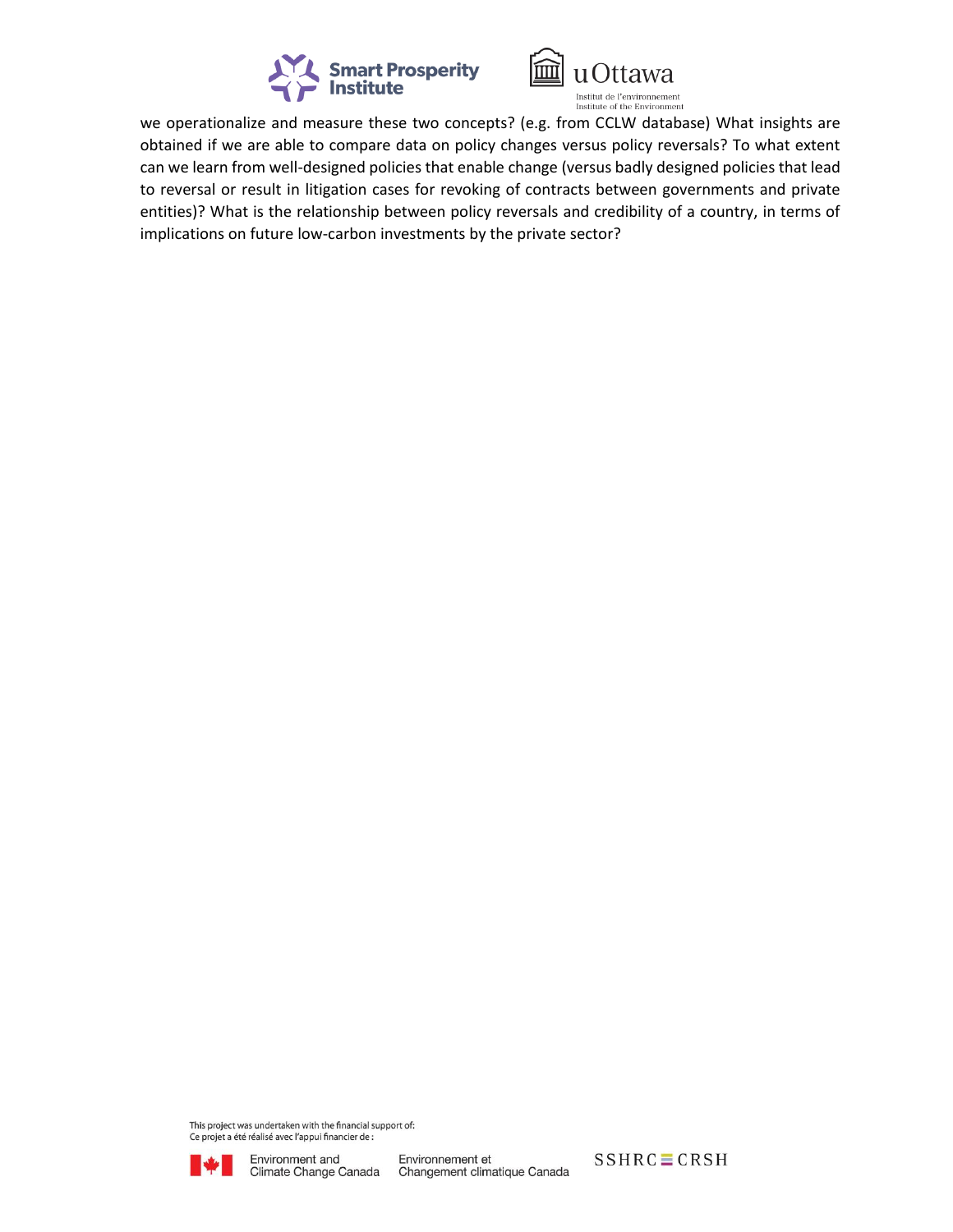we operationalize and measure these two concepts? (e.g. from CCLW database) What insights are obtained if we are able to compare data on policy changes versus policy reversals? To what extent can we learn from well-designed policies that enable change (versus badly designed policies that lead to reversal or result in litigation cases for revoking of contracts between governments and private entities)? What is the relationship between policy reversals and credibility of a country, in terms of implications on future low-carbon investments by the private sector?